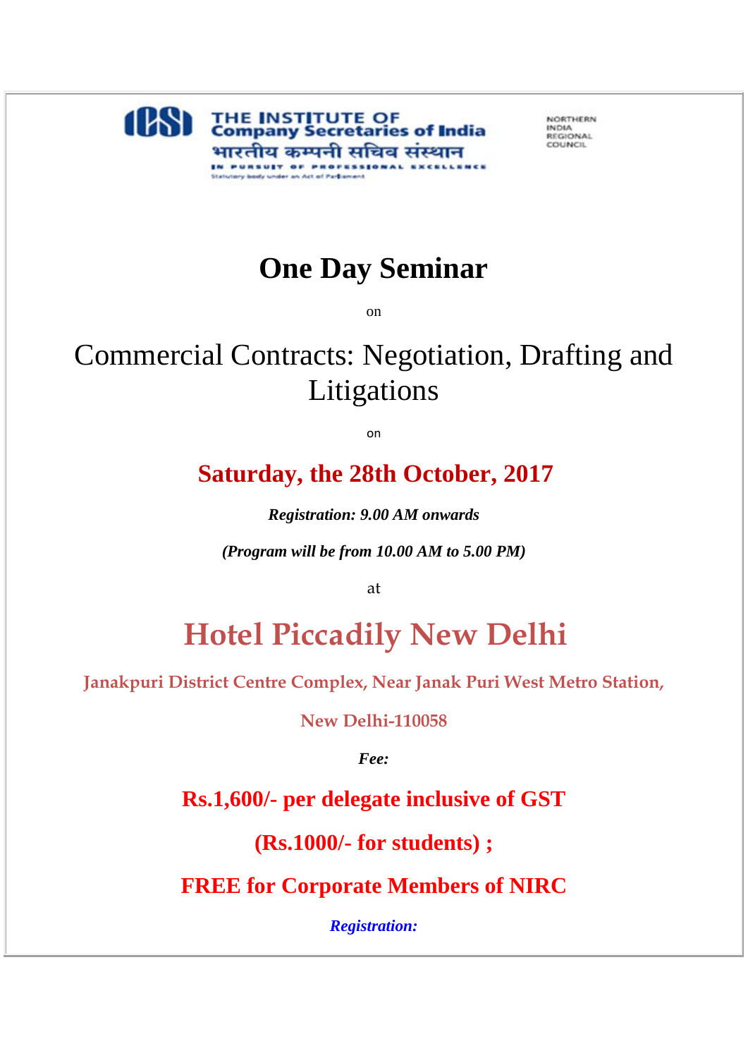THE INSTITUTE OF
Company Secretaries of India
भारतीय कम्पनी सचिव संस्थान
IN PURSUIT OF PROFESSIONAL EXCELLENCE
Statutory body under an Act of Parliament

NORTHERN INDIA REGIONAL COUNCIL

# One Day Seminar

on

## Commercial Contracts: Negotiation, Drafting and Litigations

on

### Saturday, the 28th October, 2017

***Registration: 9.00 AM onwards***

***(Program will be from 10.00 AM to 5.00 PM)***

at

## Hotel Piccadily New Delhi

**Janakpuri District Centre Complex, Near Janak Puri West Metro Station,**

**New Delhi-110058**

***Fee:***

**Rs.1,600/- per delegate inclusive of GST**

**(Rs.1000/- for students) ;**

**FREE for Corporate Members of NIRC**

***Registration:***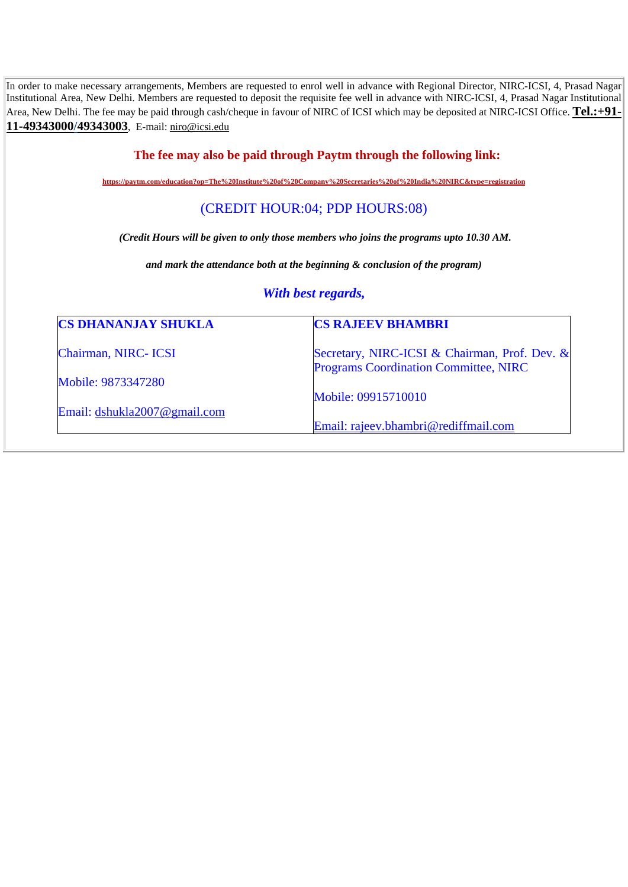In order to make necessary arrangements, Members are requested to enrol well in advance with Regional Director, NIRC-ICSI, 4, Prasad Nagar Institutional Area, New Delhi. Members are requested to deposit the requisite fee well in advance with NIRC-ICSI, 4, Prasad Nagar Institutional Area, New Delhi. The fee may be paid through cash/cheque in favour of NIRC of ICSI which may be deposited at NIRC-ICSI Office. **Tel.:+91-11-49343000/49343003**, E-mail: niro@icsi.edu

**The fee may also be paid through Paytm through the following link:**

**https://paytm.com/education?op=The%20Institute%20of%20Company%20Secretaries%20of%20India%20NIRC&type=registration**

(CREDIT HOUR:04; PDP HOURS:08)

***(Credit Hours will be given to only those members who joins the programs upto 10.30 AM.***

***and mark the attendance both at the beginning & conclusion of the program)***

***With best regards,***

| | |
|---|---|
| **CS DHANANJAY SHUKLA**<br><br>Chairman, NIRC- ICSI<br><br>Mobile: 9873347280<br><br>Email: dshukla2007@gmail.com | **CS RAJEEV BHAMBRI**<br><br>Secretary, NIRC-ICSI & Chairman, Prof. Dev. & Programs Coordination Committee, NIRC<br><br>Mobile: 09915710010<br><br>Email: rajeev.bhambri@rediffmail.com |